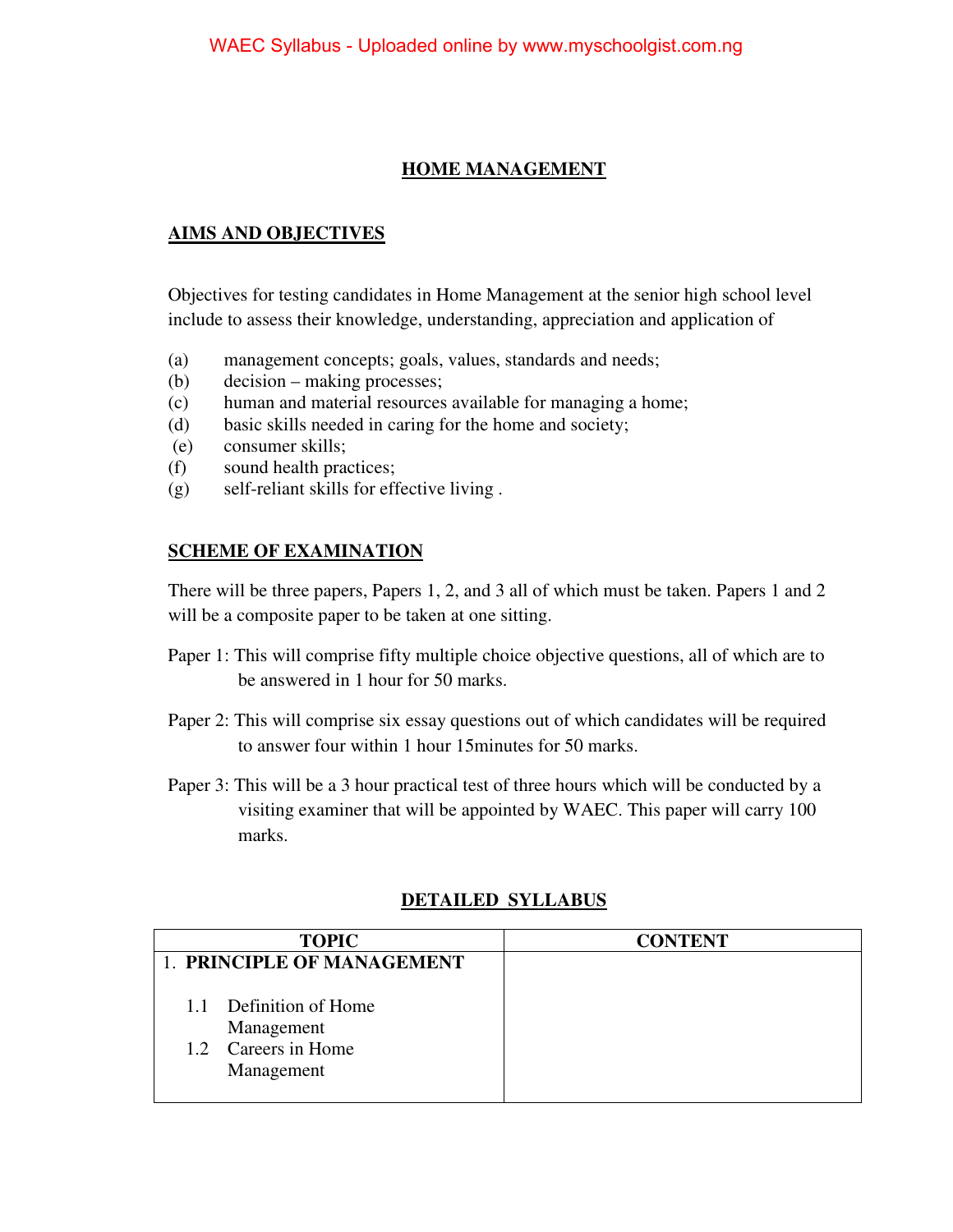# HOME MANAGEMENT

## AIMS AND OBJECTIVES

Objectives for testing candidates in Home Management at the senior high school level include to assess their knowledge, understanding, appreciation and application of

(a) management concepts; goals, values, standards and needs;
(b) decision – making processes;
(c) human and material resources available for managing a home;
(d) basic skills needed in caring for the home and society;
(e) consumer skills;
(f) sound health practices;
(g) self-reliant skills for effective living .

## SCHEME OF EXAMINATION

There will be three papers, Papers 1, 2, and 3 all of which must be taken. Papers 1 and 2 will be a composite paper to be taken at one sitting.

Paper 1: This will comprise fifty multiple choice objective questions, all of which are to be answered in 1 hour for 50 marks.

Paper 2: This will comprise six essay questions out of which candidates will be required to answer four within 1 hour 15minutes for 50 marks.

Paper 3: This will be a 3 hour practical test of three hours which will be conducted by a visiting examiner that will be appointed by WAEC. This paper will carry 100 marks.

## DETAILED SYLLABUS

| TOPIC | CONTENT |
|---|---|
| 1. **PRINCIPLE OF MANAGEMENT**<br><br>1.1 Definition of Home Management<br>1.2 Careers in Home Management | |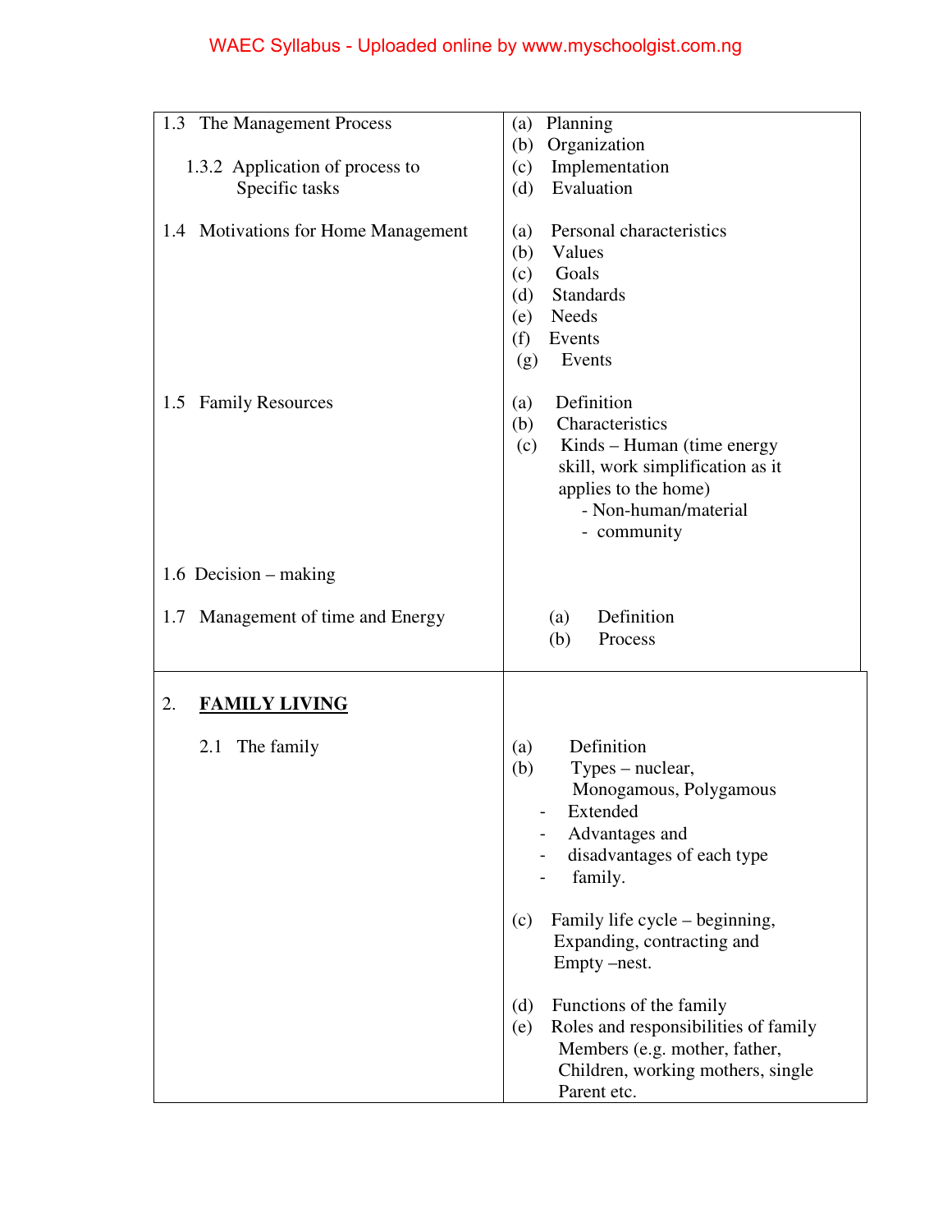| | |
|---|---|
| 1.3 The Management Process<br><br>1.3.2 Application of process to Specific tasks | (a) Planning<br>(b) Organization<br>(c) Implementation<br>(d) Evaluation |
| 1.4 Motivations for Home Management | (a) Personal characteristics<br>(b) Values<br>(c) Goals<br>(d) Standards<br>(e) Needs<br>(f) Events<br>(g) Events |
| 1.5 Family Resources | (a) Definition<br>(b) Characteristics<br>(c) Kinds – Human (time energy skill, work simplification as it applies to the home)<br>- Non-human/material<br>- community |
| 1.6 Decision – making | |
| 1.7 Management of time and Energy | (a) Definition<br>(b) Process |
| 2. **<u>FAMILY LIVING</u>**<br><br>2.1 The family | (a) Definition<br>(b) Types – nuclear, Monogamous, Polygamous<br>- Extended<br>- Advantages and<br>- disadvantages of each type<br>- family.<br><br>(c) Family life cycle – beginning, Expanding, contracting and Empty –nest.<br><br>(d) Functions of the family<br>(e) Roles and responsibilities of family Members (e.g. mother, father, Children, working mothers, single Parent etc. |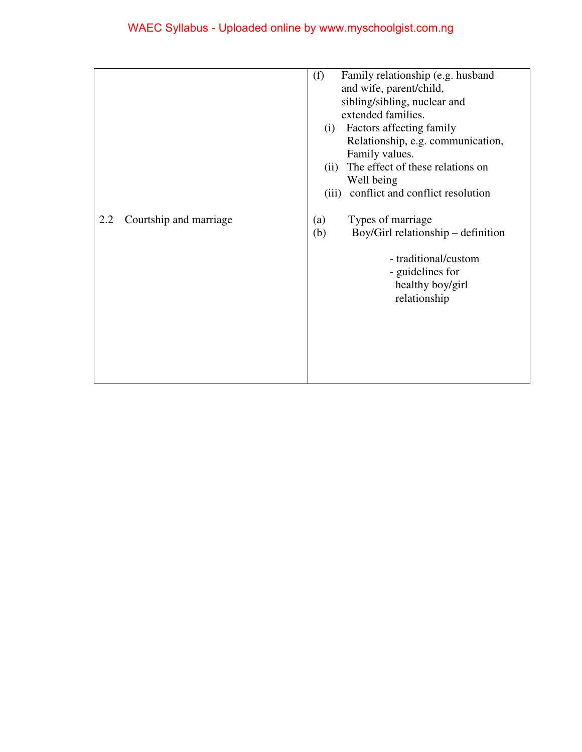| | |
|---|---|
| | (f) Family relationship (e.g. husband and wife, parent/child, sibling/sibling, nuclear and extended families.<br>(i) Factors affecting family Relationship, e.g. communication, Family values.<br>(ii) The effect of these relations on Well being<br>(iii) conflict and conflict resolution |
| 2.2 Courtship and marriage | (a) Types of marriage<br>(b) Boy/Girl relationship – definition<br>- traditional/custom<br>- guidelines for healthy boy/girl relationship |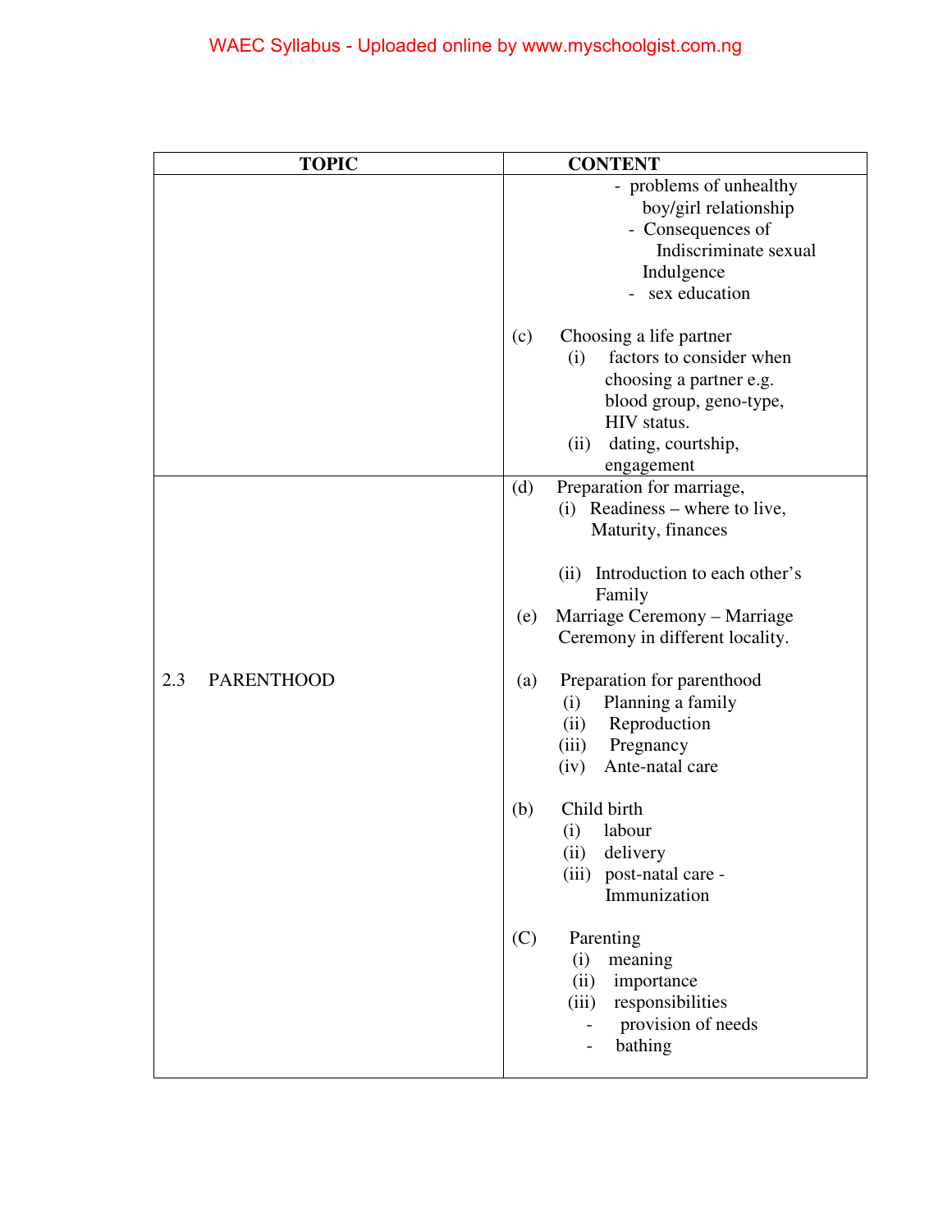| TOPIC | CONTENT |
| --- | --- |
| | - problems of unhealthy boy/girl relationship<br>- Consequences of Indiscriminate sexual Indulgence<br>- sex education<br><br>(c) Choosing a life partner<br>(i) factors to consider when choosing a partner e.g. blood group, geno-type, HIV status.<br>(ii) dating, courtship, engagement |
| 2.3 PARENTHOOD | (d) Preparation for marriage,<br>(i) Readiness – where to live, Maturity, finances<br><br>(ii) Introduction to each other's Family<br>(e) Marriage Ceremony – Marriage Ceremony in different locality.<br><br>(a) Preparation for parenthood<br>(i) Planning a family<br>(ii) Reproduction<br>(iii) Pregnancy<br>(iv) Ante-natal care<br><br>(b) Child birth<br>(i) labour<br>(ii) delivery<br>(iii) post-natal care - Immunization<br><br>(C) Parenting<br>(i) meaning<br>(ii) importance<br>(iii) responsibilities<br>- provision of needs<br>- bathing |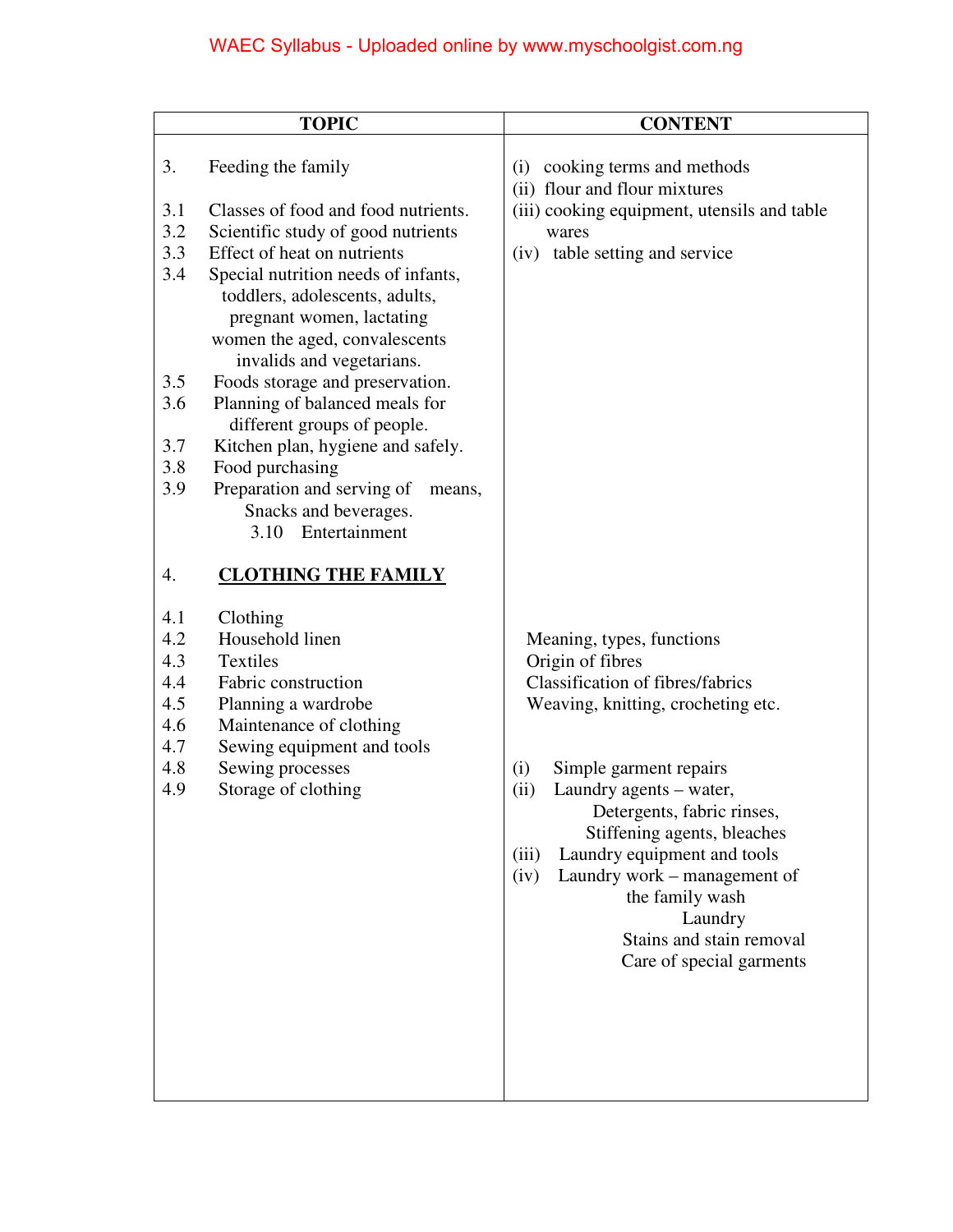| TOPIC | CONTENT |
|---|---|
| 3. Feeding the family<br><br>3.1 Classes of food and food nutrients.<br>3.2 Scientific study of good nutrients<br>3.3 Effect of heat on nutrients<br>3.4 Special nutrition needs of infants, toddlers, adolescents, adults, pregnant women, lactating women the aged, convalescents invalids and vegetarians.<br>3.5 Foods storage and preservation.<br>3.6 Planning of balanced meals for different groups of people.<br>3.7 Kitchen plan, hygiene and safely.<br>3.8 Food purchasing<br>3.9 Preparation and serving of means, Snacks and beverages.<br>3.10 Entertainment | (i) cooking terms and methods<br>(ii) flour and flour mixtures<br>(iii) cooking equipment, utensils and table wares<br>(iv) table setting and service |
| 4. **<u>CLOTHING THE FAMILY</u>**<br><br>4.1 Clothing<br>4.2 Household linen<br>4.3 Textiles<br>4.4 Fabric construction<br>4.5 Planning a wardrobe<br>4.6 Maintenance of clothing<br>4.7 Sewing equipment and tools<br>4.8 Sewing processes<br>4.9 Storage of clothing | Meaning, types, functions<br>Origin of fibres<br>Classification of fibres/fabrics<br>Weaving, knitting, crocheting etc.<br><br>(i) Simple garment repairs<br>(ii) Laundry agents – water, Detergents, fabric rinses, Stiffening agents, bleaches<br>(iii) Laundry equipment and tools<br>(iv) Laundry work – management of the family wash<br>Laundry<br>Stains and stain removal<br>Care of special garments |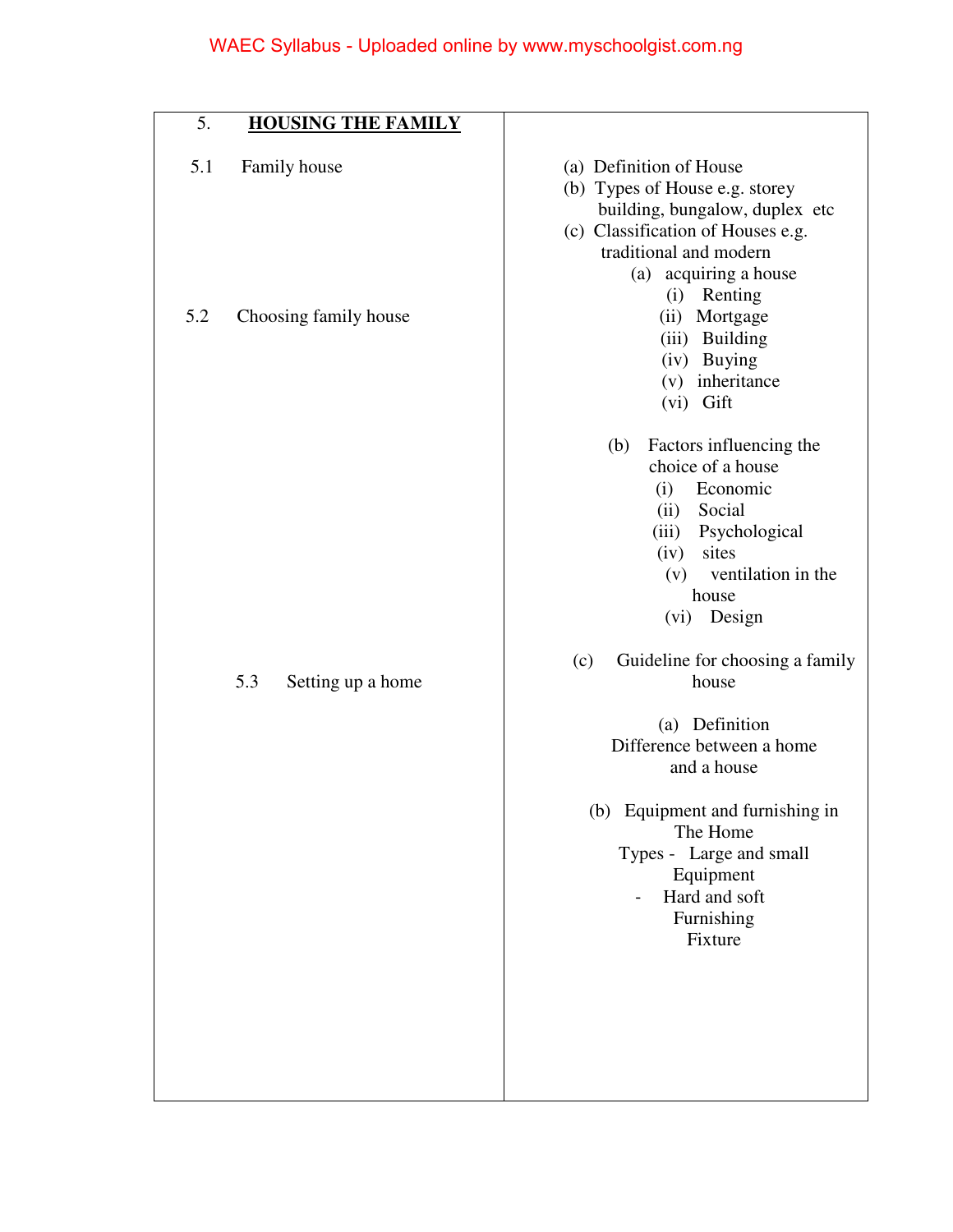| 5. **HOUSING THE FAMILY** | |
|---|---|
| 5.1 Family house | (a) Definition of House<br>(b) Types of House e.g. storey building, bungalow, duplex etc<br>(c) Classification of Houses e.g. traditional and modern |
| 5.2 Choosing family house | (a) acquiring a house<br>(i) Renting<br>(ii) Mortgage<br>(iii) Building<br>(iv) Buying<br>(v) inheritance<br>(vi) Gift<br><br>(b) Factors influencing the choice of a house<br>(i) Economic<br>(ii) Social<br>(iii) Psychological<br>(iv) sites<br>(v) ventilation in the house<br>(vi) Design<br><br>(c) Guideline for choosing a family house |
| 5.3 Setting up a home | (a) Definition<br>Difference between a home and a house<br><br>(b) Equipment and furnishing in The Home<br>Types - Large and small Equipment<br>- Hard and soft Furnishing<br>Fixture |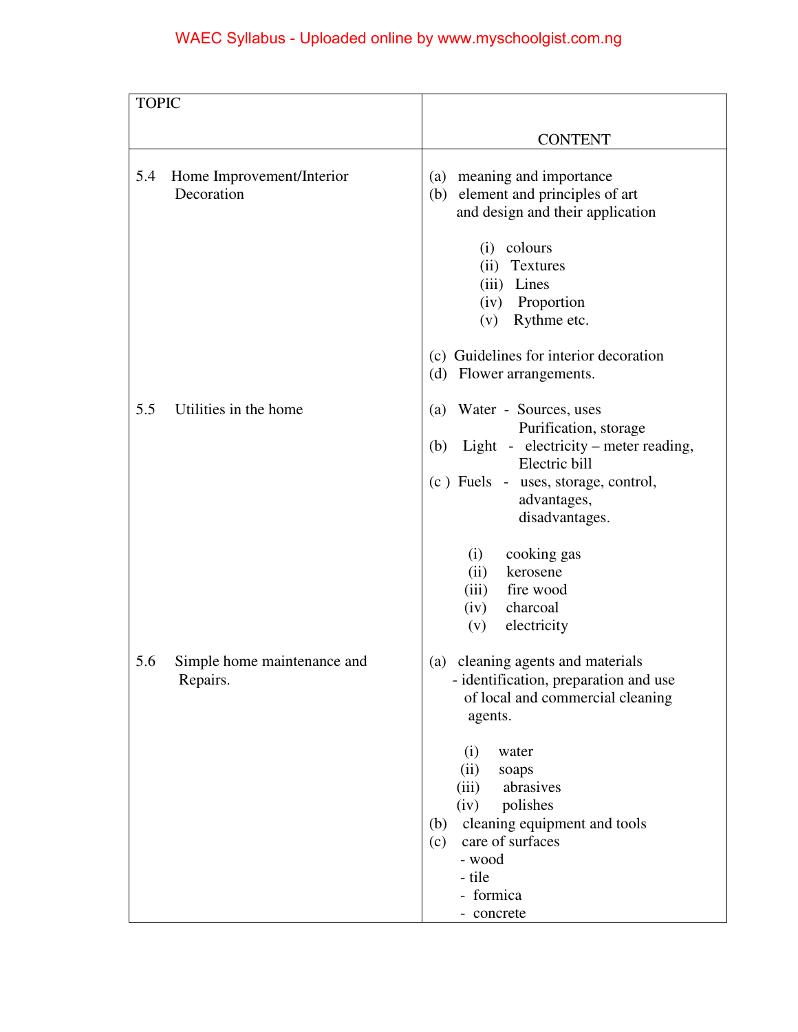| TOPIC | CONTENT |
|---|---|
| 5.4 Home Improvement/Interior Decoration | (a) meaning and importance<br>(b) element and principles of art and design and their application<br>(i) colours<br>(ii) Textures<br>(iii) Lines<br>(iv) Proportion<br>(v) Rythme etc.<br>(c) Guidelines for interior decoration<br>(d) Flower arrangements. |
| 5.5 Utilities in the home | (a) Water - Sources, uses Purification, storage<br>(b) Light - electricity – meter reading, Electric bill<br>(c ) Fuels - uses, storage, control, advantages, disadvantages.<br>(i) cooking gas<br>(ii) kerosene<br>(iii) fire wood<br>(iv) charcoal<br>(v) electricity |
| 5.6 Simple home maintenance and Repairs. | (a) cleaning agents and materials<br>- identification, preparation and use of local and commercial cleaning agents.<br>(i) water<br>(ii) soaps<br>(iii) abrasives<br>(iv) polishes<br>(b) cleaning equipment and tools<br>(c) care of surfaces<br>- wood<br>- tile<br>- formica<br>- concrete |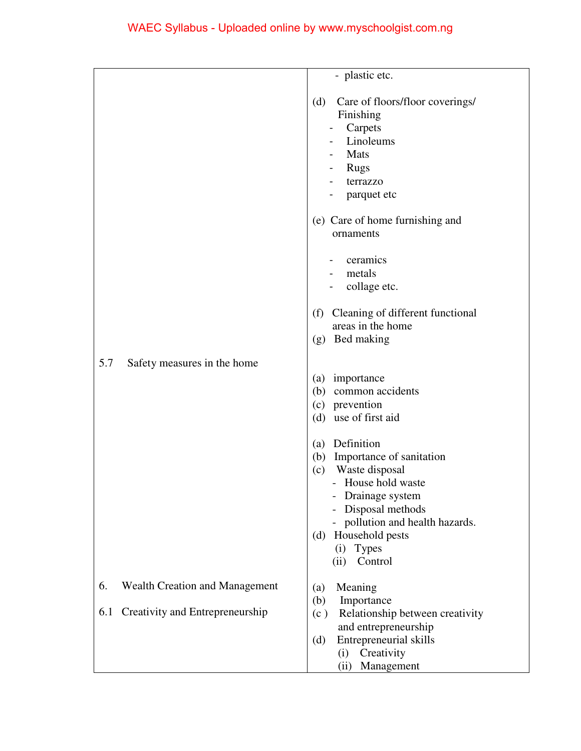| | |
|---|---|
| | - plastic etc.<br><br>(d) Care of floors/floor coverings/ Finishing<br>- Carpets<br>- Linoleums<br>- Mats<br>- Rugs<br>- terrazzo<br>- parquet etc<br><br>(e) Care of home furnishing and ornaments<br><br>- ceramics<br>- metals<br>- collage etc.<br><br>(f) Cleaning of different functional areas in the home<br>(g) Bed making |
| 5.7 Safety measures in the home | (a) importance<br>(b) common accidents<br>(c) prevention<br>(d) use of first aid<br><br>(a) Definition<br>(b) Importance of sanitation<br>(c) Waste disposal<br>- House hold waste<br>- Drainage system<br>- Disposal methods<br>- pollution and health hazards.<br>(d) Household pests<br>(i) Types<br>(ii) Control |
| 6. Wealth Creation and Management<br><br>6.1 Creativity and Entrepreneurship | (a) Meaning<br>(b) Importance<br>(c ) Relationship between creativity and entrepreneurship<br>(d) Entrepreneurial skills<br>(i) Creativity<br>(ii) Management |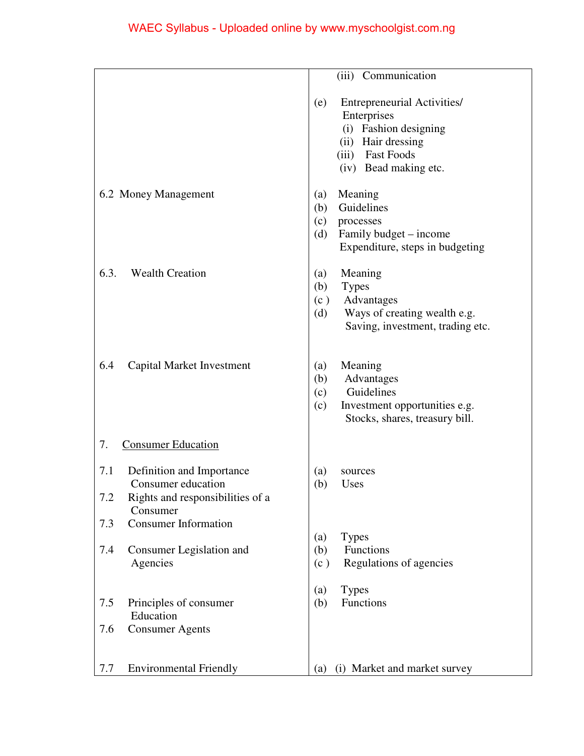| | |
|---|---|
| | (iii) Communication |
| | (e) Entrepreneurial Activities/ Enterprises<br>(i) Fashion designing<br>(ii) Hair dressing<br>(iii) Fast Foods<br>(iv) Bead making etc. |
| 6.2 Money Management | (a) Meaning<br>(b) Guidelines<br>(c) processes<br>(d) Family budget – income Expenditure, steps in budgeting |
| 6.3. Wealth Creation | (a) Meaning<br>(b) Types<br>(c ) Advantages<br>(d) Ways of creating wealth e.g. Saving, investment, trading etc. |
| 6.4 Capital Market Investment | (a) Meaning<br>(b) Advantages<br>(c) Guidelines<br>(c) Investment opportunities e.g. Stocks, shares, treasury bill. |
| 7. <u>Consumer Education</u> | |
| 7.1 Definition and Importance Consumer education | (a) sources<br>(b) Uses |
| 7.2 Rights and responsibilities of a Consumer | |
| 7.3 Consumer Information | |
| 7.4 Consumer Legislation and Agencies | (a) Types<br>(b) Functions<br>(c ) Regulations of agencies |
| 7.5 Principles of consumer Education | (a) Types<br>(b) Functions |
| 7.6 Consumer Agents | |
| 7.7 Environmental Friendly | (a) (i) Market and market survey |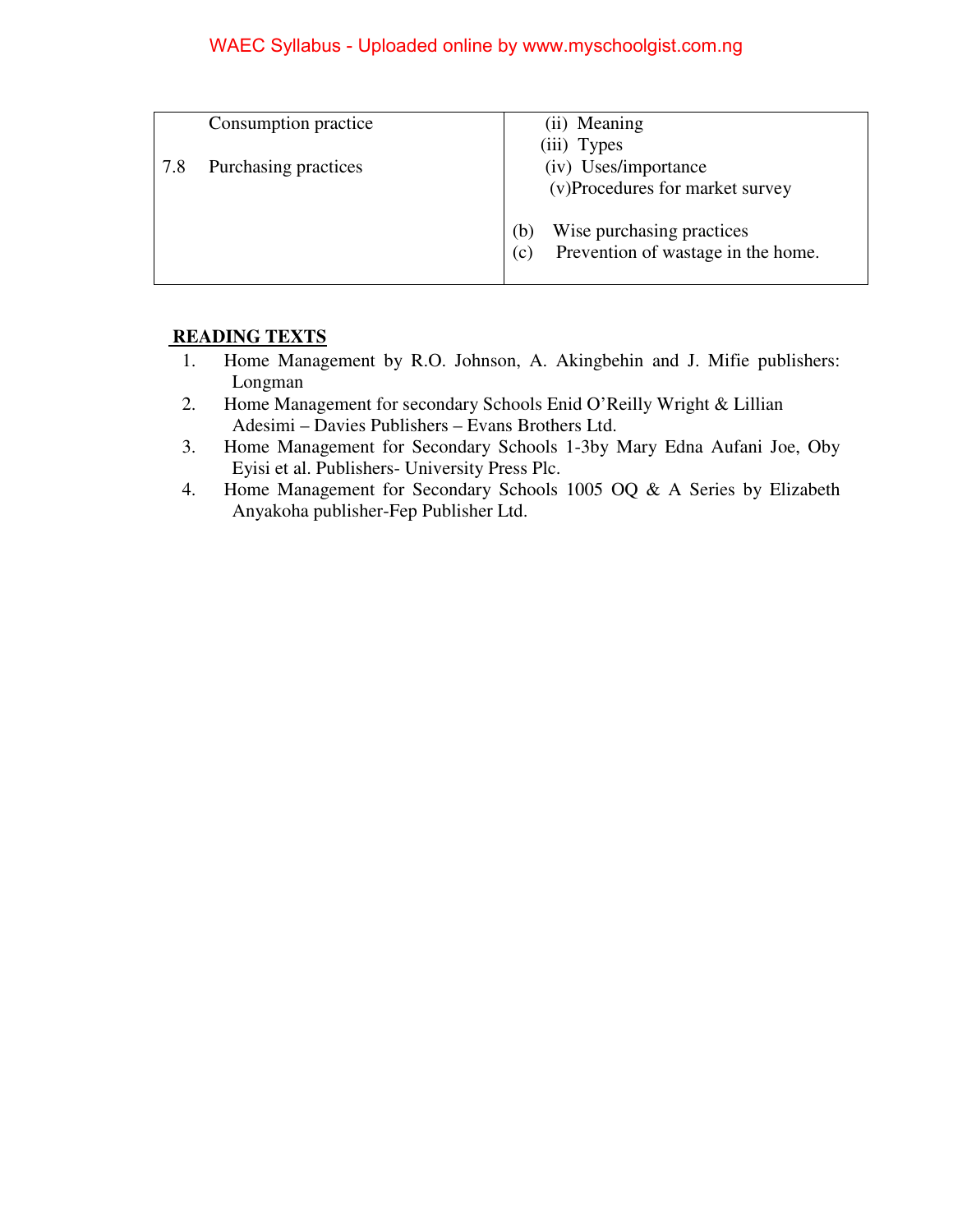| | |
|---|---|
| Consumption practice<br><br>7.8 Purchasing practices | (ii) Meaning<br>(iii) Types<br>(iv) Uses/importance<br>(v)Procedures for market survey<br><br>(b) Wise purchasing practices<br>(c) Prevention of wastage in the home. |

**READING TEXTS**

1. Home Management by R.O. Johnson, A. Akingbehin and J. Mifie publishers: Longman
2. Home Management for secondary Schools Enid O'Reilly Wright & Lillian Adesimi – Davies Publishers – Evans Brothers Ltd.
3. Home Management for Secondary Schools 1-3by Mary Edna Aufani Joe, Oby Eyisi et al. Publishers- University Press Plc.
4. Home Management for Secondary Schools 1005 OQ & A Series by Elizabeth Anyakoha publisher-Fep Publisher Ltd.